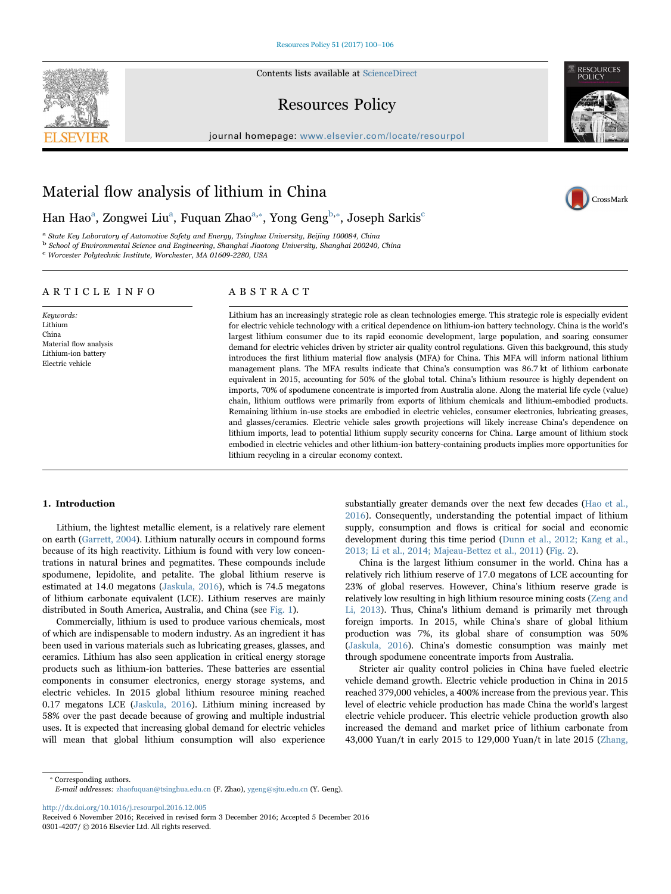# Material flow analysis of lithium in China

Han Hao[a], Zongwei Liu[a], Fuquan Zhao[a,*], Yong Geng[b,*], Joseph Sarkis[c]

[a] State Key Laboratory of Automotive Safety and Energy, Tsinghua University, Beijing 100084, China
[b] School of Environmental Science and Engineering, Shanghai Jiaotong University, Shanghai 200240, China
[c] Worcester Polytechnic Institute, Worchester, MA 01609-2280, USA

## ARTICLE INFO

*Keywords:*
Lithium
China
Material flow analysis
Lithium-ion battery
Electric vehicle

## ABSTRACT

Lithium has an increasingly strategic role as clean technologies emerge. This strategic role is especially evident for electric vehicle technology with a critical dependence on lithium-ion battery technology. China is the world's largest lithium consumer due to its rapid economic development, large population, and soaring consumer demand for electric vehicles driven by stricter air quality control regulations. Given this background, this study introduces the first lithium material flow analysis (MFA) for China. This MFA will inform national lithium management plans. The MFA results indicate that China's consumption was 86.7 kt of lithium carbonate equivalent in 2015, accounting for 50% of the global total. China's lithium resource is highly dependent on imports, 70% of spodumene concentrate is imported from Australia alone. Along the material life cycle (value) chain, lithium outflows were primarily from exports of lithium chemicals and lithium-embodied products. Remaining lithium in-use stocks are embodied in electric vehicles, consumer electronics, lubricating greases, and glasses/ceramics. Electric vehicle sales growth projections will likely increase China's dependence on lithium imports, lead to potential lithium supply security concerns for China. Large amount of lithium stock embodied in electric vehicles and other lithium-ion battery-containing products implies more opportunities for lithium recycling in a circular economy context.

## 1. Introduction

Lithium, the lightest metallic element, is a relatively rare element on earth (Garrett, 2004). Lithium naturally occurs in compound forms because of its high reactivity. Lithium is found with very low concentrations in natural brines and pegmatites. These compounds include spodumene, lepidolite, and petalite. The global lithium reserve is estimated at 14.0 megatons (Jaskula, 2016), which is 74.5 megatons of lithium carbonate equivalent (LCE). Lithium reserves are mainly distributed in South America, Australia, and China (see Fig. 1).

Commercially, lithium is used to produce various chemicals, most of which are indispensable to modern industry. As an ingredient it has been used in various materials such as lubricating greases, glasses, and ceramics. Lithium has also seen application in critical energy storage products such as lithium-ion batteries. These batteries are essential components in consumer electronics, energy storage systems, and electric vehicles. In 2015 global lithium resource mining reached 0.17 megatons LCE (Jaskula, 2016). Lithium mining increased by 58% over the past decade because of growing and multiple industrial uses. It is expected that increasing global demand for electric vehicles will mean that global lithium consumption will also experience substantially greater demands over the next few decades (Hao et al., 2016). Consequently, understanding the potential impact of lithium supply, consumption and flows is critical for social and economic development during this time period (Dunn et al., 2012; Kang et al., 2013; Li et al., 2014; Majeau-Bettez et al., 2011) (Fig. 2).

China is the largest lithium consumer in the world. China has a relatively rich lithium reserve of 17.0 megatons of LCE accounting for 23% of global reserves. However, China's lithium reserve grade is relatively low resulting in high lithium resource mining costs (Zeng and Li, 2013). Thus, China's lithium demand is primarily met through foreign imports. In 2015, while China's share of global lithium production was 7%, its global share of consumption was 50% (Jaskula, 2016). China's domestic consumption was mainly met through spodumene concentrate imports from Australia.

Stricter air quality control policies in China have fueled electric vehicle demand growth. Electric vehicle production in China in 2015 reached 379,000 vehicles, a 400% increase from the previous year. This level of electric vehicle production has made China the world's largest electric vehicle producer. This electric vehicle production growth also increased the demand and market price of lithium carbonate from 43,000 Yuan/t in early 2015 to 129,000 Yuan/t in late 2015 (Zhang,

* Corresponding authors.
*E-mail addresses:* zhaofuquan@tsinghua.edu.cn (F. Zhao), ygeng@sjtu.edu.cn (Y. Geng).

http://dx.doi.org/10.1016/j.resourpol.2016.12.005
Received 6 November 2016; Received in revised form 3 December 2016; Accepted 5 December 2016
0301-4207/ © 2016 Elsevier Ltd. All rights reserved.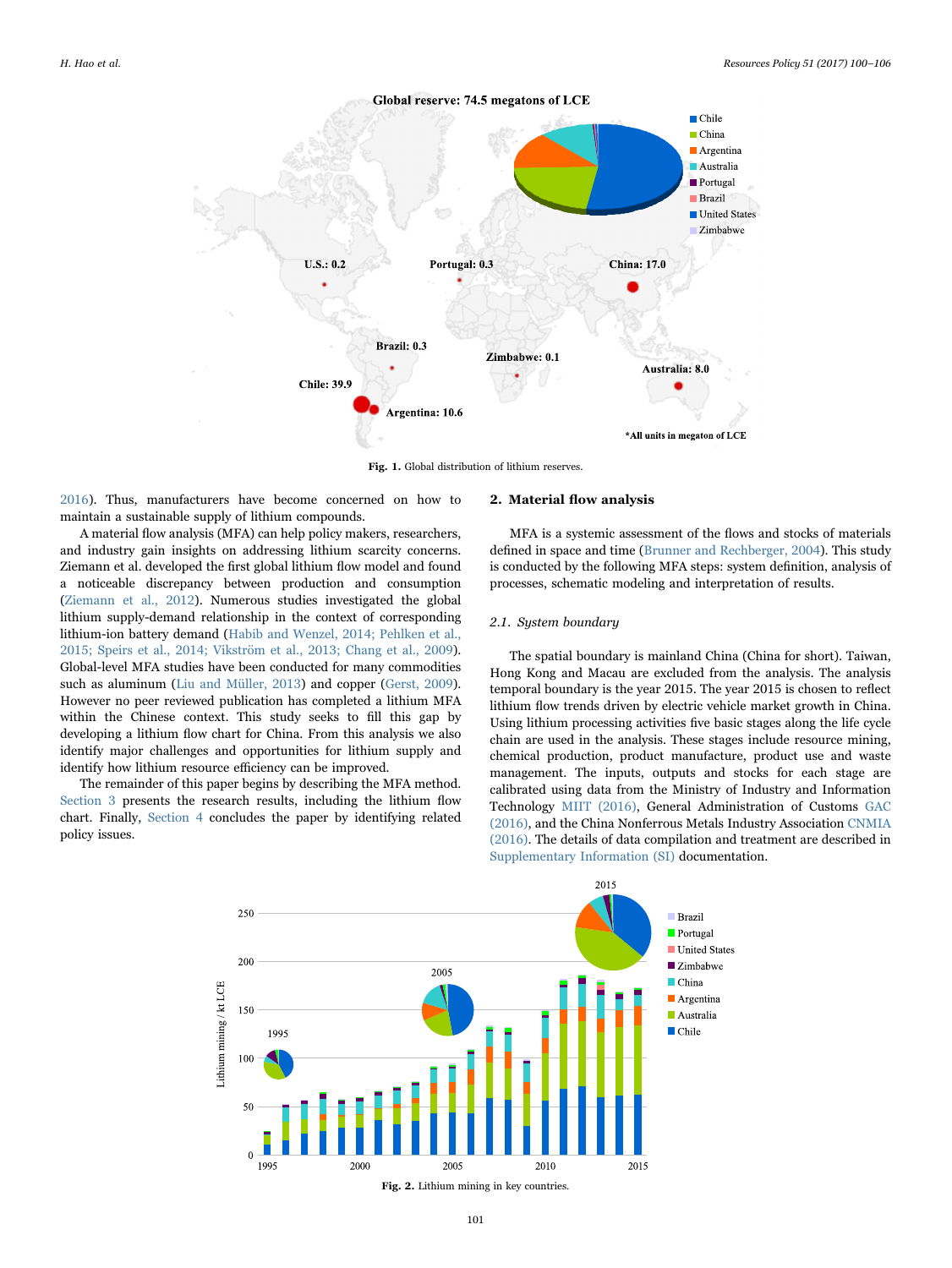**Fig. 1.** Global distribution of lithium reserves.

2016). Thus, manufacturers have become concerned on how to maintain a sustainable supply of lithium compounds.

A material flow analysis (MFA) can help policy makers, researchers, and industry gain insights on addressing lithium scarcity concerns. Ziemann et al. developed the first global lithium flow model and found a noticeable discrepancy between production and consumption (Ziemann et al., 2012). Numerous studies investigated the global lithium supply-demand relationship in the context of corresponding lithium-ion battery demand (Habib and Wenzel, 2014; Pehlken et al., 2015; Speirs et al., 2014; Vikström et al., 2013; Chang et al., 2009). Global-level MFA studies have been conducted for many commodities such as aluminum (Liu and Müller, 2013) and copper (Gerst, 2009). However no peer reviewed publication has completed a lithium MFA within the Chinese context. This study seeks to fill this gap by developing a lithium flow chart for China. From this analysis we also identify major challenges and opportunities for lithium supply and identify how lithium resource efficiency can be improved.

The remainder of this paper begins by describing the MFA method. Section 3 presents the research results, including the lithium flow chart. Finally, Section 4 concludes the paper by identifying related policy issues.

## 2. Material flow analysis

MFA is a systemic assessment of the flows and stocks of materials defined in space and time (Brunner and Rechberger, 2004). This study is conducted by the following MFA steps: system definition, analysis of processes, schematic modeling and interpretation of results.

### *2.1. System boundary*

The spatial boundary is mainland China (China for short). Taiwan, Hong Kong and Macau are excluded from the analysis. The analysis temporal boundary is the year 2015. The year 2015 is chosen to reflect lithium flow trends driven by electric vehicle market growth in China. Using lithium processing activities five basic stages along the life cycle chain are used in the analysis. These stages include resource mining, chemical production, product manufacture, product use and waste management. The inputs, outputs and stocks for each stage are calibrated using data from the Ministry of Industry and Information Technology MIIT (2016), General Administration of Customs GAC (2016), and the China Nonferrous Metals Industry Association CNMIA (2016). The details of data compilation and treatment are described in Supplementary Information (SI) documentation.

**Fig. 2.** Lithium mining in key countries.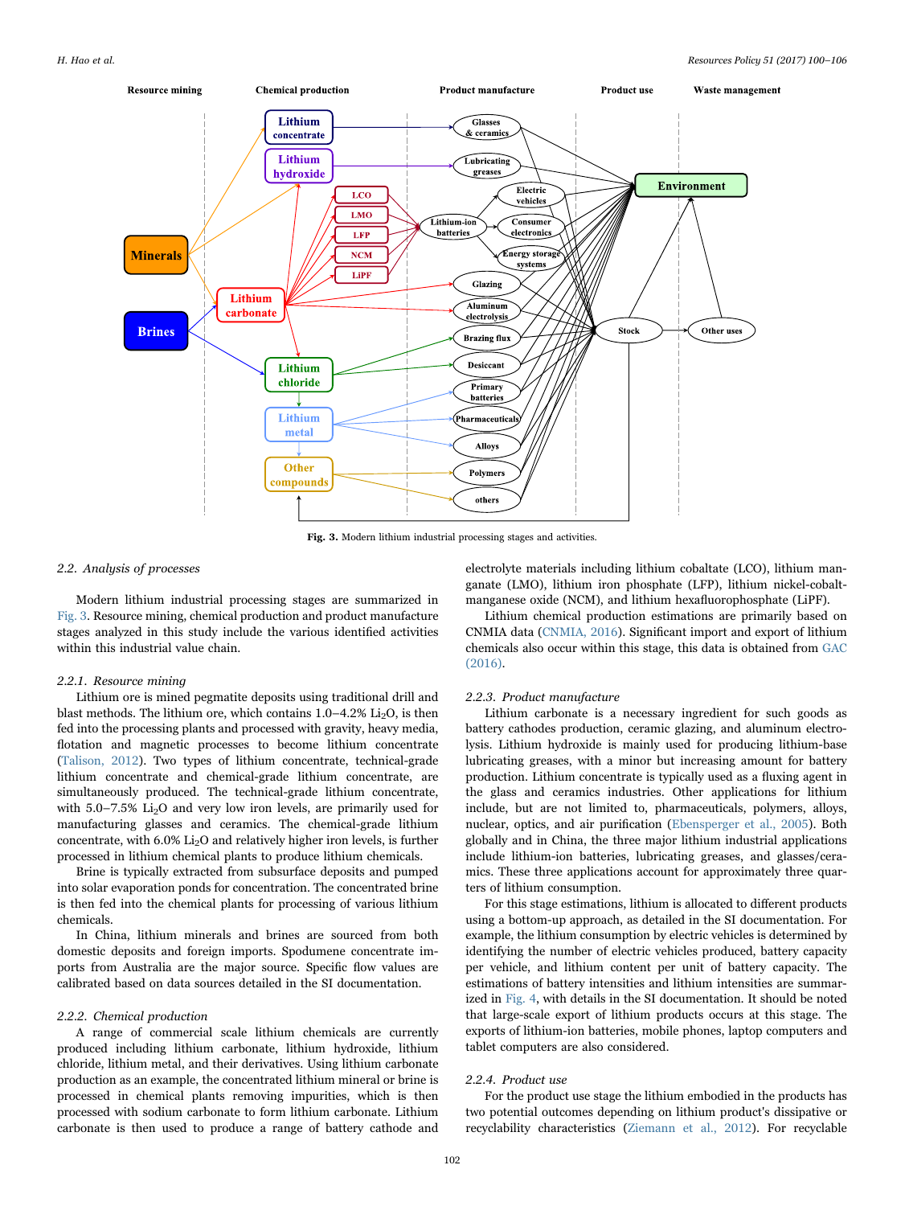Fig. 3. Modern lithium industrial processing stages and activities.

### 2.2. Analysis of processes

Modern lithium industrial processing stages are summarized in Fig. 3. Resource mining, chemical production and product manufacture stages analyzed in this study include the various identified activities within this industrial value chain.

#### 2.2.1. Resource mining

Lithium ore is mined pegmatite deposits using traditional drill and blast methods. The lithium ore, which contains 1.0–4.2% $Li_2O$, is then fed into the processing plants and processed with gravity, heavy media, flotation and magnetic processes to become lithium concentrate (Talison, 2012). Two types of lithium concentrate, technical-grade lithium concentrate and chemical-grade lithium concentrate, are simultaneously produced. The technical-grade lithium concentrate, with 5.0–7.5% $Li_2O$ and very low iron levels, are primarily used for manufacturing glasses and ceramics. The chemical-grade lithium concentrate, with 6.0% $Li_2O$ and relatively higher iron levels, is further processed in lithium chemical plants to produce lithium chemicals.

Brine is typically extracted from subsurface deposits and pumped into solar evaporation ponds for concentration. The concentrated brine is then fed into the chemical plants for processing of various lithium chemicals.

In China, lithium minerals and brines are sourced from both domestic deposits and foreign imports. Spodumene concentrate imports from Australia are the major source. Specific flow values are calibrated based on data sources detailed in the SI documentation.

#### 2.2.2. Chemical production

A range of commercial scale lithium chemicals are currently produced including lithium carbonate, lithium hydroxide, lithium chloride, lithium metal, and their derivatives. Using lithium carbonate production as an example, the concentrated lithium mineral or brine is processed in chemical plants removing impurities, which is then processed with sodium carbonate to form lithium carbonate. Lithium carbonate is then used to produce a range of battery cathode and electrolyte materials including lithium cobaltate (LCO), lithium manganate (LMO), lithium iron phosphate (LFP), lithium nickel-cobalt-manganese oxide (NCM), and lithium hexafluorophosphate (LiPF).

Lithium chemical production estimations are primarily based on CNMIA data (CNMIA, 2016). Significant import and export of lithium chemicals also occur within this stage, this data is obtained from GAC (2016).

#### 2.2.3. Product manufacture

Lithium carbonate is a necessary ingredient for such goods as battery cathodes production, ceramic glazing, and aluminum electrolysis. Lithium hydroxide is mainly used for producing lithium-base lubricating greases, with a minor but increasing amount for battery production. Lithium concentrate is typically used as a fluxing agent in the glass and ceramics industries. Other applications for lithium include, but are not limited to, pharmaceuticals, polymers, alloys, nuclear, optics, and air purification (Ebensperger et al., 2005). Both globally and in China, the three major lithium applications include lithium-ion batteries, lubricating greases, and glasses/ceramics. These three applications account for approximately three quarters of lithium consumption.

For this stage estimations, lithium is allocated to different products using a bottom-up approach, as detailed in the SI documentation. For example, the lithium consumption by electric vehicles is determined by identifying the number of electric vehicles produced, battery capacity per vehicle, and lithium content per unit of battery capacity. The estimations of battery intensities and lithium intensities are summarized in Fig. 4, with details in the SI documentation. It should be noted that large-scale export of lithium products occurs at this stage. The exports of lithium-ion batteries, mobile phones, laptop computers and tablet computers are also considered.

#### 2.2.4. Product use

For the product use stage the lithium embodied in the products has two potential outcomes depending on lithium product's dissipative or recyclability characteristics (Ziemann et al., 2012). For recyclable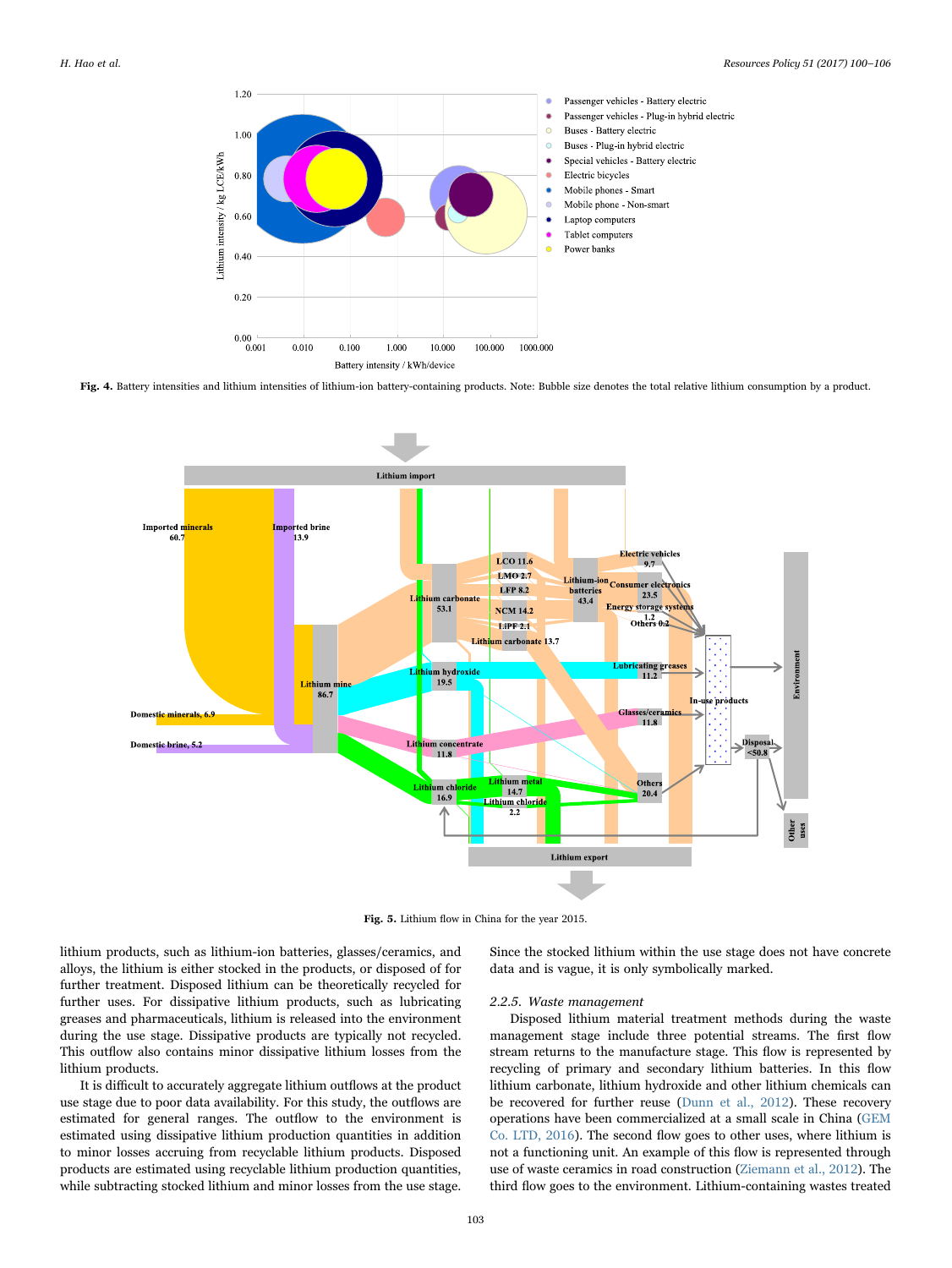**Fig. 4.** Battery intensities and lithium intensities of lithium-ion battery-containing products. Note: Bubble size denotes the total relative lithium consumption by a product.

**Fig. 5.** Lithium flow in China for the year 2015.

lithium products, such as lithium-ion batteries, glasses/ceramics, and alloys, the lithium is either stocked in the products, or disposed of for further treatment. Disposed lithium can be theoretically recycled for further uses. For dissipative lithium products, such as lubricating greases and pharmaceuticals, lithium is released into the environment during the use stage. Dissipative products are typically not recycled. This outflow also contains minor dissipative lithium losses from the lithium products.

It is difficult to accurately aggregate lithium outflows at the product use stage due to poor data availability. For this study, the outflows are estimated for general ranges. The outflow to the environment is estimated using dissipative lithium production quantities in addition to minor losses accruing from recyclable lithium products. Disposed products are estimated using recyclable lithium production quantities, while subtracting stocked lithium and minor losses from the use stage. Since the stocked lithium within the use stage does not have concrete data and is vague, it is only symbolically marked.

### 2.2.5. Waste management

Disposed lithium material treatment methods during the waste management stage include three potential streams. The first flow stream returns to the manufacture stage. This flow is represented by recycling of primary and secondary lithium batteries. In this flow lithium carbonate, lithium hydroxide and other lithium chemicals can be recovered for further reuse (Dunn et al., 2012). These recovery operations have been commercialized at a small scale in China (GEM Co. LTD, 2016). The second flow goes to other uses, where lithium is not a functioning unit. An example of this flow is represented through use of waste ceramics in road construction (Ziemann et al., 2012). The third flow goes to the environment. Lithium-containing wastes treated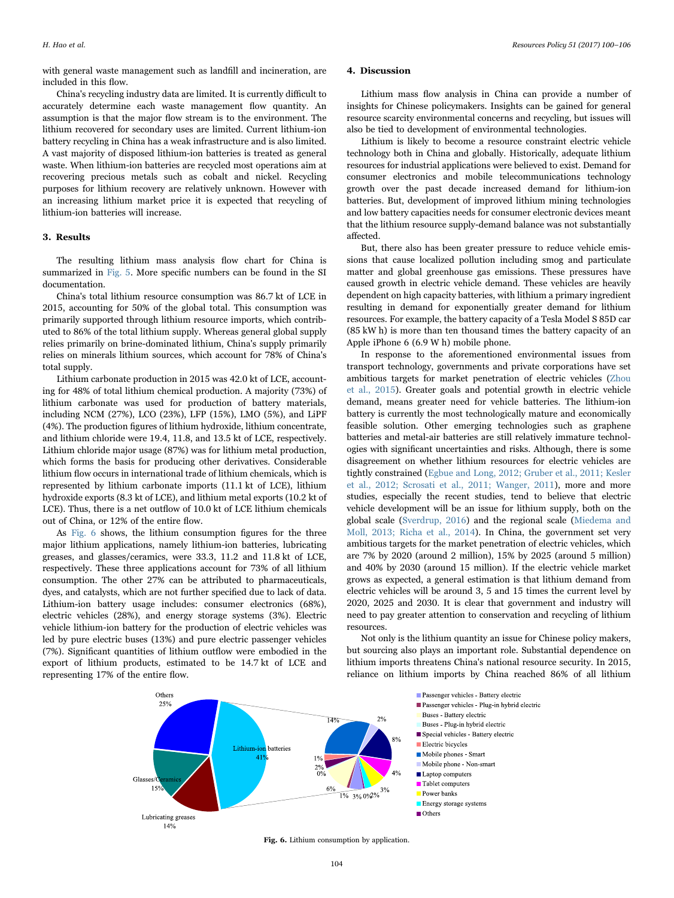with general waste management such as landfill and incineration, are included in this flow.

China's recycling industry data are limited. It is currently difficult to accurately determine each waste management flow quantity. An assumption is that the major flow stream is to the environment. The lithium recovered for secondary uses are limited. Current lithium-ion battery recycling in China has a weak infrastructure and is also limited. A vast majority of disposed lithium-ion batteries is treated as general waste. When lithium-ion batteries are recycled most operations aim at recovering precious metals such as cobalt and nickel. Recycling purposes for lithium recovery are relatively unknown. However with an increasing lithium market price it is expected that recycling of lithium-ion batteries will increase.

## 3. Results

The resulting lithium mass analysis flow chart for China is summarized in Fig. 5. More specific numbers can be found in the SI documentation.

China's total lithium resource consumption was 86.7 kt of LCE in 2015, accounting for 50% of the global total. This consumption was primarily supported through lithium resource imports, which contributed to 86% of the total lithium supply. Whereas general global supply relies primarily on brine-dominated lithium, China's supply primarily relies on minerals lithium sources, which account for 78% of China's total supply.

Lithium carbonate production in 2015 was 42.0 kt of LCE, accounting for 48% of total lithium chemical production. A majority (73%) of lithium carbonate was used for production of battery materials, including NCM (27%), LCO (23%), LFP (15%), LMO (5%), and LiPF (4%). The production figures of lithium hydroxide, lithium concentrate, and lithium chloride were 19.4, 11.8, and 13.5 kt of LCE, respectively. Lithium chloride major usage (87%) was for lithium metal production, which forms the basis for producing other derivatives. Considerable lithium flow occurs in international trade of lithium chemicals, which is represented by lithium carbonate imports (11.1 kt of LCE), lithium hydroxide exports (8.3 kt of LCE), and lithium metal exports (10.2 kt of LCE). Thus, there is a net outflow of 10.0 kt of LCE lithium chemicals out of China, or 12% of the entire flow.

As Fig. 6 shows, the lithium consumption figures for the three major lithium applications, namely lithium-ion batteries, lubricating greases, and glasses/ceramics, were 33.3, 11.2 and 11.8 kt of LCE, respectively. These three applications account for 73% of all lithium consumption. The other 27% can be attributed to pharmaceuticals, dyes, and catalysts, which are not further specified due to lack of data. Lithium-ion battery usage includes: consumer electronics (68%), electric vehicles (28%), and energy storage systems (3%). Electric vehicle lithium-ion battery for the production of electric vehicles was led by pure electric buses (13%) and pure electric passenger vehicles (7%). Significant quantities of lithium outflow were embodied in the export of lithium products, estimated to be 14.7 kt of LCE and representing 17% of the entire flow.

## 4. Discussion

Lithium mass flow analysis in China can provide a number of insights for Chinese policymakers. Insights can be gained for general resource scarcity environmental concerns and recycling, but issues will also be tied to development of environmental technologies.

Lithium is likely to become a resource constraint electric vehicle technology both in China and globally. Historically, adequate lithium resources for industrial applications were believed to exist. Demand for consumer electronics and mobile telecommunications technology growth over the past decade increased demand for lithium-ion batteries. But, development of improved lithium mining technologies and low battery capacities needs for consumer electronic devices meant that the lithium resource supply-demand balance was not substantially affected.

But, there also has been greater pressure to reduce vehicle emissions that cause localized pollution including smog and particulate matter and global greenhouse gas emissions. These pressures have caused growth in electric vehicle demand. These vehicles are heavily dependent on high capacity batteries, with lithium a primary ingredient resulting in demand for exponentially greater demand for lithium resources. For example, the battery capacity of a Tesla Model S 85D car (85 kW h) is more than ten thousand times the battery capacity of an Apple iPhone 6 (6.9 W h) mobile phone.

In response to the aforementioned environmental issues from transport technology, governments and private corporations have set ambitious targets for market penetration of electric vehicles (Zhou et al., 2015). Greater goals and potential growth in electric vehicle demand, means greater need for vehicle batteries. The lithium-ion battery is currently the most technologically mature and economically feasible solution. Other emerging technologies such as graphene batteries and metal-air batteries are still relatively immature technologies with significant uncertainties and risks. Although, there is some disagreement on whether lithium resources for electric vehicles are tightly constrained (Egbue and Long, 2012; Gruber et al., 2011; Kesler et al., 2012; Scrosati et al., 2011; Wanger, 2011), more and more studies, especially the recent studies, tend to believe that electric vehicle development will be an issue for lithium supply, both on the global scale (Sverdrup, 2016) and the regional scale (Miedema and Moll, 2013; Richa et al., 2014). In China, the government set very ambitious targets for the market penetration of electric vehicles, which are 7% by 2020 (around 2 million), 15% by 2025 (around 5 million) and 40% by 2030 (around 15 million). If the electric vehicle market grows as expected, a general estimation is that lithium demand from electric vehicles will be around 3, 5 and 15 times the current level by 2020, 2025 and 2030. It is clear that government and industry will need to pay greater attention to conservation and recycling of lithium resources.

Not only is the lithium quantity an issue for Chinese policy makers, but sourcing also plays an important role. Substantial dependence on lithium imports threatens China's national resource security. In 2015, reliance on lithium imports by China reached 86% of all lithium

**Fig. 6.** Lithium consumption by application.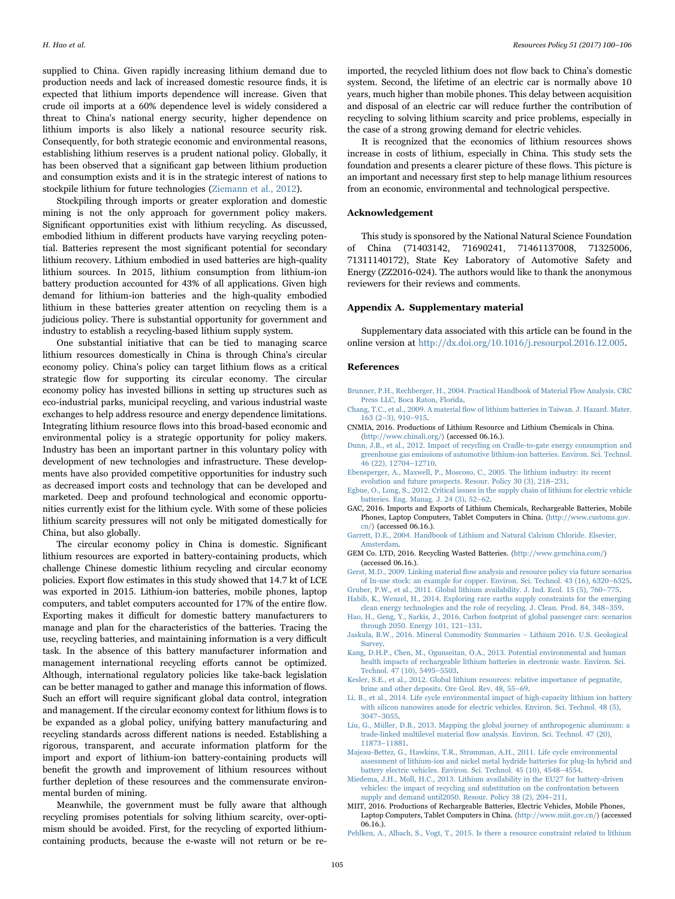supplied to China. Given rapidly increasing lithium demand due to production needs and lack of increased domestic resource finds, it is expected that lithium imports dependence will increase. Given that crude oil imports at a 60% dependence level is widely considered a threat to China's national energy security, higher dependence on lithium imports is also likely a national resource security risk. Consequently, for both strategic economic and environmental reasons, establishing lithium reserves is a prudent national policy. Globally, it has been observed that a significant gap between lithium production and consumption exists and it is in the strategic interest of nations to stockpile lithium for future technologies (Ziemann et al., 2012).

Stockpiling through imports or greater exploration and domestic mining is not the only approach for government policy makers. Significant opportunities exist with lithium recycling. As discussed, embodied lithium in different products have varying recycling potential. Batteries represent the most significant potential for secondary lithium recovery. Lithium embodied in used batteries are high-quality lithium sources. In 2015, lithium consumption from lithium-ion battery production accounted for 43% of all applications. Given high demand for lithium-ion batteries and the high-quality embodied lithium in these batteries greater attention on recycling them is a judicious policy. There is substantial opportunity for government and industry to establish a recycling-based lithium supply system.

One substantial initiative that can be tied to managing scarce lithium resources domestically in China is through China's circular economy policy. China's policy can target lithium flows as a critical strategic flow for supporting its circular economy. The circular economy policy has invested billions in setting up structures such as eco-industrial parks, municipal recycling, and various industrial waste exchanges to help address resource and energy dependence limitations. Integrating lithium resource flows into this broad-based economic and environmental policy is a strategic opportunity for policy makers. Industry has been an important partner in this voluntary policy with development of new technologies and infrastructure. These developments have also provided competitive opportunities for industry such as decreased import costs and technology that can be developed and marketed. Deep and profound technological and economic opportunities currently exist for the lithium cycle. With some of these policies lithium scarcity pressures will not only be mitigated domestically for China, but also globally.

The circular economy policy in China is domestic. Significant lithium resources are exported in battery-containing products, which challenge Chinese domestic lithium recycling and circular economy policies. Export flow estimates in this study showed that 14.7 kt of LCE was exported in 2015. Lithium-ion batteries, mobile phones, laptop computers, and tablet computers accounted for 17% of the entire flow. Exporting makes it difficult for domestic battery manufacturers to manage and plan for the characteristics of the batteries. Tracing the use, recycling batteries, and maintaining information is a very difficult task. In the absence of this battery manufacturer information and management international recycling efforts cannot be optimized. Although, international regulatory policies like take-back legislation can be better managed to gather and manage this information of flows. Such an effort will require significant global data control, integration and management. If the circular economy context for lithium flows is to be expanded as a global policy, unifying battery manufacturing and recycling standards across different nations is needed. Establishing a rigorous, transparent, and accurate information platform for the import and export of lithium-ion battery-containing products will benefit the growth and improvement of lithium resources without further depletion of these resources and the commensurate environmental burden of mining.

Meanwhile, the government must be fully aware that although recycling promises potentials for solving lithium scarcity, over-optimism should be avoided. First, for the recycling of exported lithium-containing products, because the e-waste will not return or be re-imported, the recycled lithium does not flow back to China's domestic system. Second, the lifetime of an electric car is normally above 10 years, much higher than mobile phones. This delay between acquisition and disposal of an electric car will reduce further the contribution of recycling to solving lithium scarcity and price problems, especially in the case of a strong growing demand for electric vehicles.

It is recognized that the economics of lithium resources shows increase in costs of lithium, especially in China. This study sets the foundation and presents a clearer picture of these flows. This picture is an important and necessary first step to help manage lithium resources from an economic, environmental and technological perspective.

## Acknowledgement

This study is sponsored by the National Natural Science Foundation of China (71403142, 71690241, 71461137008, 71325006, 71311140172), State Key Laboratory of Automotive Safety and Energy (ZZ2016-024). The authors would like to thank the anonymous reviewers for their reviews and comments.

## Appendix A. Supplementary material

Supplementary data associated with this article can be found in the online version at http://dx.doi.org/10.1016/j.resourpol.2016.12.005.

## References

Brunner, P.H., Rechberger, H., 2004. Practical Handbook of Material Flow Analysis. CRC Press LLC, Boca Raton, Florida.

Chang, T.C., et al., 2009. A material flow of lithium batteries in Taiwan. J. Hazard. Mater. 163 (2–3), 910–915.

CNMIA, 2016. Productions of Lithium Resource and Lithium Chemicals in China. ⟨http://www.chinali.org/⟩ (accessed 06.16.).

Dunn, J.B., et al., 2012. Impact of recycling on Cradle-to-gate energy consumption and greenhouse gas emissions of automotive lithium-ion batteries. Environ. Sci. Technol. 46 (22), 12704–12710.

Ebensperger, A., Maxwell, P., Moscoso, C., 2005. The lithium industry: its recent evolution and future prospects. Resour. Policy 30 (3), 218–231.

Egbue, O., Long, S., 2012. Critical issues in the supply chain of lithium for electric vehicle batteries. Eng. Manag. J. 24 (3), 52–62.

GAC, 2016. Imports and Exports of Lithium Chemicals, Rechargeable Batteries, Mobile Phones, Laptop Computers, Tablet Computers in China. ⟨http://www.customs.gov.cn/⟩ (accessed 06.16.).

Garrett, D.E., 2004. Handbook of Lithium and Natural Calcium Chloride. Elsevier, Amsterdam.

GEM Co. LTD, 2016. Recycling Wasted Batteries. ⟨http://www.gemchina.com/⟩ (accessed 06.16.).

Gerst, M.D., 2009. Linking material flow analysis and resource policy via future scenarios of In-use stock: an example for copper. Environ. Sci. Technol. 43 (16), 6320–6325.

Gruber, P.W., et al., 2011. Global lithium availability. J. Ind. Ecol. 15 (5), 760–775.

Habib, K., Wenzel, H., 2014. Exploring rare earths supply constraints for the emerging clean energy technologies and the role of recycling. J. Clean. Prod. 84, 348–359.

Hao, H., Geng, Y., Sarkis, J., 2016. Carbon footprint of global passenger cars: scenarios through 2050. Energy 101, 121–131.

Jaskula, B.W., 2016. Mineral Commodity Summaries – Lithium 2016. U.S. Geological Survey.

Kang, D.H.P., Chen, M., Ogunseitan, O.A., 2013. Potential environmental and human health impacts of rechargeable lithium batteries in electronic waste. Environ. Sci. Technol. 47 (10), 5495–5503.

Kesler, S.E., et al., 2012. Global lithium resources: relative importance of pegmatite, brine and other deposits. Ore Geol. Rev. 48, 55–69.

Li, B., et al., 2014. Life cycle environmental impact of high-capacity lithium ion battery with silicon nanowires anode for electric vehicles. Environ. Sci. Technol. 48 (5), 3047–3055.

Liu, G., Müller, D.B., 2013. Mapping the global journey of anthropogenic aluminum: a trade-linked multilevel material flow analysis. Environ. Sci. Technol. 47 (20), 11873–11881.

Majeau-Bettez, G., Hawkins, T.R., Strømman, A.H., 2011. Life cycle environmental assessment of lithium-ion and nickel metal hydride batteries for plug-In hybrid and battery electric vehicles. Environ. Sci. Technol. 45 (10), 4548–4554.

Miedema, J.H., Moll, H.C., 2013. Lithium availability in the EU27 for battery-driven vehicles: the impact of recycling and substitution on the confrontation between supply and demand until2050. Resour. Policy 38 (2), 204–211.

MIIT, 2016. Productions of Rechargeable Batteries, Electric Vehicles, Mobile Phones, Laptop Computers, Tablet Computers in China. ⟨http://www.miit.gov.cn/⟩ (accessed 06.16.).

Pehlken, A., Albach, S., Vogt, T., 2015. Is there a resource constraint related to lithium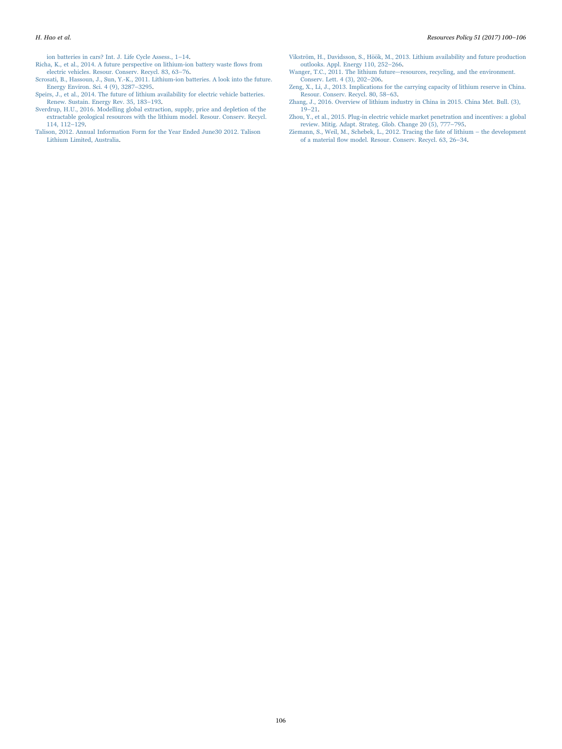ion batteries in cars? Int. J. Life Cycle Assess., 1–14.

Richa, K., et al., 2014. A future perspective on lithium-ion battery waste flows from electric vehicles. Resour. Conserv. Recycl. 83, 63–76.

Scrosati, B., Hassoun, J., Sun, Y.-K., 2011. Lithium-ion batteries. A look into the future. Energy Environ. Sci. 4 (9), 3287–3295.

Speirs, J., et al., 2014. The future of lithium availability for electric vehicle batteries. Renew. Sustain. Energy Rev. 35, 183–193.

Sverdrup, H.U., 2016. Modelling global extraction, supply, price and depletion of the extractable geological resources with the lithium model. Resour. Conserv. Recycl. 114, 112–129.

Talison, 2012. Annual Information Form for the Year Ended June30 2012. Talison Lithium Limited, Australia.

Vikström, H., Davidsson, S., Höök, M., 2013. Lithium availability and future production outlooks. Appl. Energy 110, 252–266.

Wanger, T.C., 2011. The lithium future—resources, recycling, and the environment. Conserv. Lett. 4 (3), 202–206.

Zeng, X., Li, J., 2013. Implications for the carrying capacity of lithium reserve in China. Resour. Conserv. Recycl. 80, 58–63.

Zhang, J., 2016. Overview of lithium industry in China in 2015. China Met. Bull. (3), 19–21.

Zhou, Y., et al., 2015. Plug-in electric vehicle market penetration and incentives: a global review. Mitig. Adapt. Strateg. Glob. Change 20 (5), 777–795.

Ziemann, S., Weil, M., Schebek, L., 2012. Tracing the fate of lithium – the development of a material flow model. Resour. Conserv. Recycl. 63, 26–34.